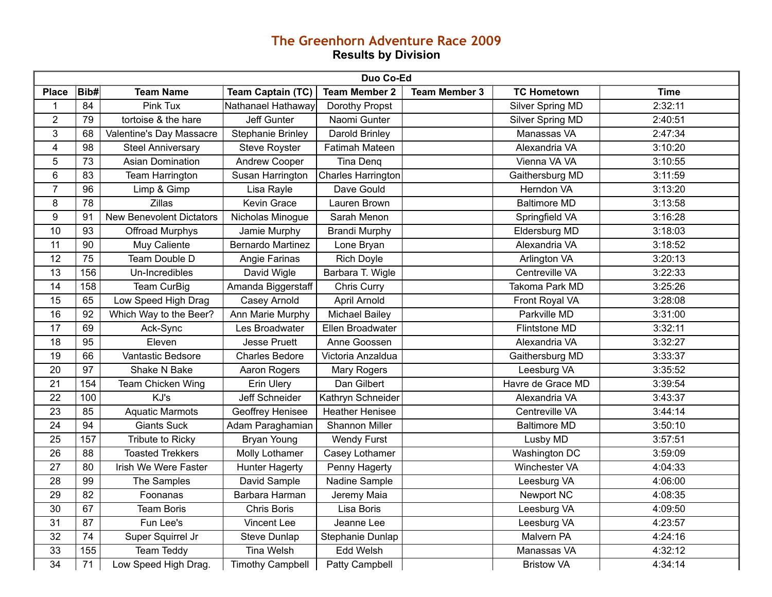# The Greenhorn Adventure Race 2009

## Results by Division

| Duo Co-Ed | | | | | | | |
|---|---|---|---|---|---|---|---|
| Place | Bib# | Team Name | Team Captain (TC) | Team Member 2 | Team Member 3 | TC Hometown | Time |
| 1 | 84 | Pink Tux | Nathanael Hathaway | Dorothy Propst | | Silver Spring MD | 2:32:11 |
| 2 | 79 | tortoise & the hare | Jeff Gunter | Naomi Gunter | | Silver Spring MD | 2:40:51 |
| 3 | 68 | Valentine's Day Massacre | Stephanie Brinley | Darold Brinley | | Manassas VA | 2:47:34 |
| 4 | 98 | Steel Anniversary | Steve Royster | Fatimah Mateen | | Alexandria VA | 3:10:20 |
| 5 | 73 | Asian Domination | Andrew Cooper | Tina Denq | | Vienna VA VA | 3:10:55 |
| 6 | 83 | Team Harrington | Susan Harrington | Charles Harrington | | Gaithersburg MD | 3:11:59 |
| 7 | 96 | Limp & Gimp | Lisa Rayle | Dave Gould | | Herndon VA | 3:13:20 |
| 8 | 78 | Zillas | Kevin Grace | Lauren Brown | | Baltimore MD | 3:13:58 |
| 9 | 91 | New Benevolent Dictators | Nicholas Minogue | Sarah Menon | | Springfield VA | 3:16:28 |
| 10 | 93 | Offroad Murphys | Jamie Murphy | Brandi Murphy | | Eldersburg MD | 3:18:03 |
| 11 | 90 | Muy Caliente | Bernardo Martinez | Lone Bryan | | Alexandria VA | 3:18:52 |
| 12 | 75 | Team Double D | Angie Farinas | Rich Doyle | | Arlington VA | 3:20:13 |
| 13 | 156 | Un-Incredibles | David Wigle | Barbara T. Wigle | | Centreville VA | 3:22:33 |
| 14 | 158 | Team CurBig | Amanda Biggerstaff | Chris Curry | | Takoma Park MD | 3:25:26 |
| 15 | 65 | Low Speed High Drag | Casey Arnold | April Arnold | | Front Royal VA | 3:28:08 |
| 16 | 92 | Which Way to the Beer? | Ann Marie Murphy | Michael Bailey | | Parkville MD | 3:31:00 |
| 17 | 69 | Ack-Sync | Les Broadwater | Ellen Broadwater | | Flintstone MD | 3:32:11 |
| 18 | 95 | Eleven | Jesse Pruett | Anne Goossen | | Alexandria VA | 3:32:27 |
| 19 | 66 | Vantastic Bedsore | Charles Bedore | Victoria Anzaldua | | Gaithersburg MD | 3:33:37 |
| 20 | 97 | Shake N Bake | Aaron Rogers | Mary Rogers | | Leesburg VA | 3:35:52 |
| 21 | 154 | Team Chicken Wing | Erin Ulery | Dan Gilbert | | Havre de Grace MD | 3:39:54 |
| 22 | 100 | KJ's | Jeff Schneider | Kathryn Schneider | | Alexandria VA | 3:43:37 |
| 23 | 85 | Aquatic Marmots | Geoffrey Henisee | Heather Henisee | | Centreville VA | 3:44:14 |
| 24 | 94 | Giants Suck | Adam Paraghamian | Shannon Miller | | Baltimore MD | 3:50:10 |
| 25 | 157 | Tribute to Ricky | Bryan Young | Wendy Furst | | Lusby MD | 3:57:51 |
| 26 | 88 | Toasted Trekkers | Molly Lothamer | Casey Lothamer | | Washington DC | 3:59:09 |
| 27 | 80 | Irish We Were Faster | Hunter Hagerty | Penny Hagerty | | Winchester VA | 4:04:33 |
| 28 | 99 | The Samples | David Sample | Nadine Sample | | Leesburg VA | 4:06:00 |
| 29 | 82 | Foonanas | Barbara Harman | Jeremy Maia | | Newport NC | 4:08:35 |
| 30 | 67 | Team Boris | Chris Boris | Lisa Boris | | Leesburg VA | 4:09:50 |
| 31 | 87 | Fun Lee's | Vincent Lee | Jeanne Lee | | Leesburg VA | 4:23:57 |
| 32 | 74 | Super Squirrel Jr | Steve Dunlap | Stephanie Dunlap | | Malvern PA | 4:24:16 |
| 33 | 155 | Team Teddy | Tina Welsh | Edd Welsh | | Manassas VA | 4:32:12 |
| 34 | 71 | Low Speed High Drag. | Timothy Campbell | Patty Campbell | | Bristow VA | 4:34:14 |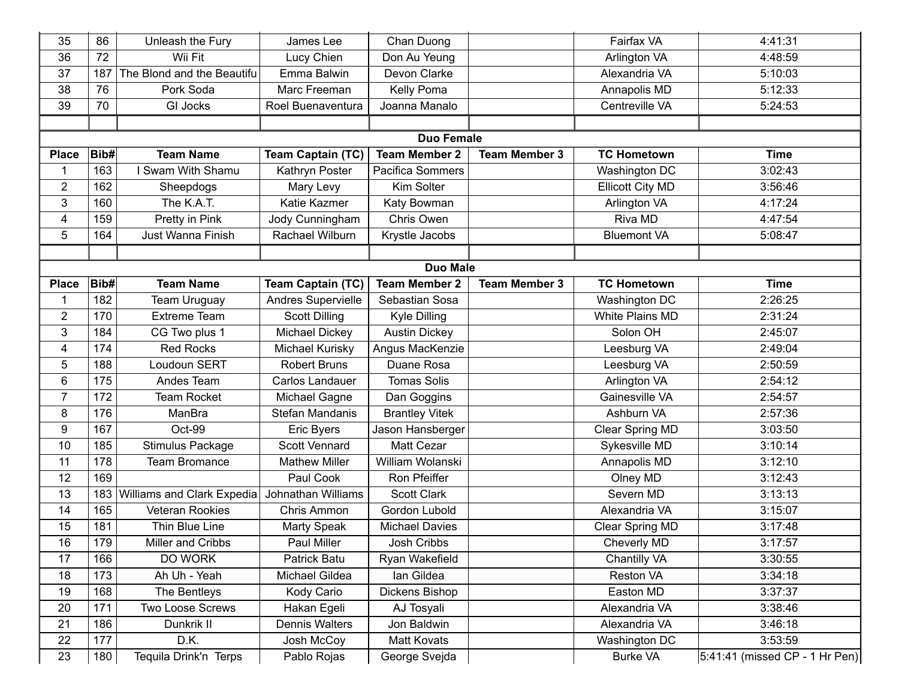| Place | Bib# | Team Name | Team Captain (TC) | Team Member 2 | Team Member 3 | TC Hometown | Time |
|---|---|---|---|---|---|---|---|
| 35 | 86 | Unleash the Fury | James Lee | Chan Duong | | Fairfax VA | 4:41:31 |
| 36 | 72 | Wii Fit | Lucy Chien | Don Au Yeung | | Arlington VA | 4:48:59 |
| 37 | 187 | The Blond and the Beautifu | Emma Balwin | Devon Clarke | | Alexandria VA | 5:10:03 |
| 38 | 76 | Pork Soda | Marc Freeman | Kelly Poma | | Annapolis MD | 5:12:33 |
| 39 | 70 | GI Jocks | Roel Buenaventura | Joanna Manalo | | Centreville VA | 5:24:53 |

**Duo Female**

| Place | Bib# | Team Name | Team Captain (TC) | Team Member 2 | Team Member 3 | TC Hometown | Time |
|---|---|---|---|---|---|---|---|
| 1 | 163 | I Swam With Shamu | Kathryn Poster | Pacifica Sommers | | Washington DC | 3:02:43 |
| 2 | 162 | Sheepdogs | Mary Levy | Kim Solter | | Ellicott City MD | 3:56:46 |
| 3 | 160 | The K.A.T. | Katie Kazmer | Katy Bowman | | Arlington VA | 4:17:24 |
| 4 | 159 | Pretty in Pink | Jody Cunningham | Chris Owen | | Riva MD | 4:47:54 |
| 5 | 164 | Just Wanna Finish | Rachael Wilburn | Krystle Jacobs | | Bluemont VA | 5:08:47 |

**Duo Male**

| Place | Bib# | Team Name | Team Captain (TC) | Team Member 2 | Team Member 3 | TC Hometown | Time |
|---|---|---|---|---|---|---|---|
| 1 | 182 | Team Uruguay | Andres Supervielle | Sebastian Sosa | | Washington DC | 2:26:25 |
| 2 | 170 | Extreme Team | Scott Dilling | Kyle Dilling | | White Plains MD | 2:31:24 |
| 3 | 184 | CG Two plus 1 | Michael Dickey | Austin Dickey | | Solon OH | 2:45:07 |
| 4 | 174 | Red Rocks | Michael Kurisky | Angus MacKenzie | | Leesburg VA | 2:49:04 |
| 5 | 188 | Loudoun SERT | Robert Bruns | Duane Rosa | | Leesburg VA | 2:50:59 |
| 6 | 175 | Andes Team | Carlos Landauer | Tomas Solis | | Arlington VA | 2:54:12 |
| 7 | 172 | Team Rocket | Michael Gagne | Dan Goggins | | Gainesville VA | 2:54:57 |
| 8 | 176 | ManBra | Stefan Mandanis | Brantley Vitek | | Ashburn VA | 2:57:36 |
| 9 | 167 | Oct-99 | Eric Byers | Jason Hansberger | | Clear Spring MD | 3:03:50 |
| 10 | 185 | Stimulus Package | Scott Vennard | Matt Cezar | | Sykesville MD | 3:10:14 |
| 11 | 178 | Team Bromance | Mathew Miller | William Wolanski | | Annapolis MD | 3:12:10 |
| 12 | 169 | | Paul Cook | Ron Pfeiffer | | Olney MD | 3:12:43 |
| 13 | 183 | Williams and Clark Expedia | Johnathan Williams | Scott Clark | | Severn MD | 3:13:13 |
| 14 | 165 | Veteran Rookies | Chris Ammon | Gordon Lubold | | Alexandria VA | 3:15:07 |
| 15 | 181 | Thin Blue Line | Marty Speak | Michael Davies | | Clear Spring MD | 3:17:48 |
| 16 | 179 | Miller and Cribbs | Paul Miller | Josh Cribbs | | Cheverly MD | 3:17:57 |
| 17 | 166 | DO WORK | Patrick Batu | Ryan Wakefield | | Chantilly VA | 3:30:55 |
| 18 | 173 | Ah Uh - Yeah | Michael Gildea | Ian Gildea | | Reston VA | 3:34:18 |
| 19 | 168 | The Bentleys | Kody Cario | Dickens Bishop | | Easton MD | 3:37:37 |
| 20 | 171 | Two Loose Screws | Hakan Egeli | AJ Tosyali | | Alexandria VA | 3:38:46 |
| 21 | 186 | Dunkrik II | Dennis Walters | Jon Baldwin | | Alexandria VA | 3:46:18 |
| 22 | 177 | D.K. | Josh McCoy | Matt Kovats | | Washington DC | 3:53:59 |
| 23 | 180 | Tequila Drink'n Terps | Pablo Rojas | George Svejda | | Burke VA | 5:41:41 (missed CP - 1 Hr Pen) |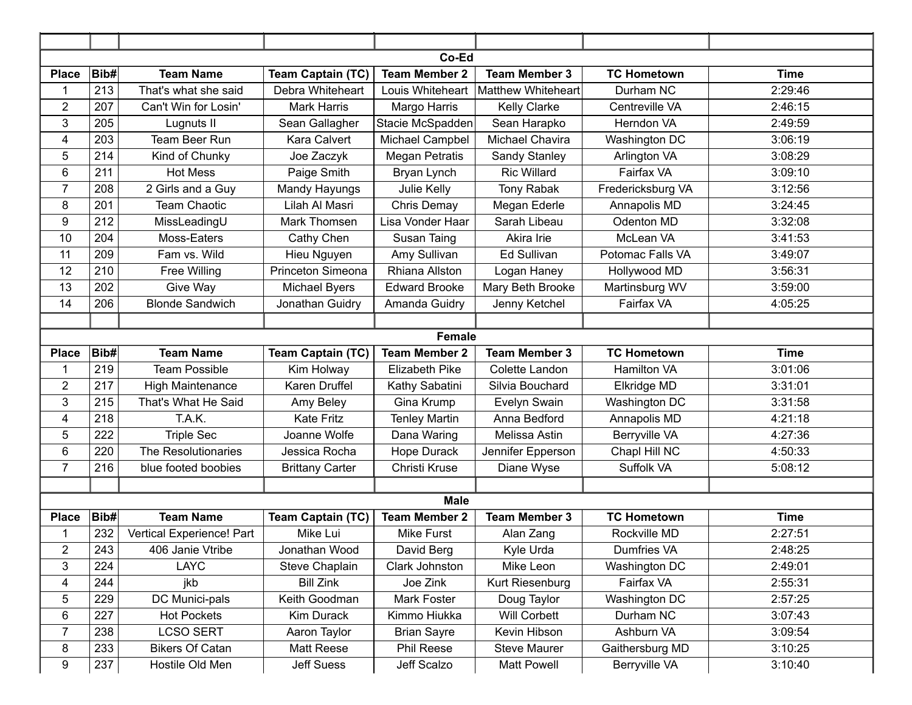## Co-Ed

| Place | Bib# | Team Name | Team Captain (TC) | Team Member 2 | Team Member 3 | TC Hometown | Time |
|---|---|---|---|---|---|---|---|
| 1 | 213 | That's what she said | Debra Whiteheart | Louis Whiteheart | Matthew Whiteheart | Durham NC | 2:29:46 |
| 2 | 207 | Can't Win for Losin' | Mark Harris | Margo Harris | Kelly Clarke | Centreville VA | 2:46:15 |
| 3 | 205 | Lugnuts II | Sean Gallagher | Stacie McSpadden | Sean Harapko | Herndon VA | 2:49:59 |
| 4 | 203 | Team Beer Run | Kara Calvert | Michael Campbel | Michael Chavira | Washington DC | 3:06:19 |
| 5 | 214 | Kind of Chunky | Joe Zaczyk | Megan Petratis | Sandy Stanley | Arlington VA | 3:08:29 |
| 6 | 211 | Hot Mess | Paige Smith | Bryan Lynch | Ric Willard | Fairfax VA | 3:09:10 |
| 7 | 208 | 2 Girls and a Guy | Mandy Hayungs | Julie Kelly | Tony Rabak | Fredericksburg VA | 3:12:56 |
| 8 | 201 | Team Chaotic | Lilah Al Masri | Chris Demay | Megan Ederle | Annapolis MD | 3:24:45 |
| 9 | 212 | MissLeadingU | Mark Thomsen | Lisa Vonder Haar | Sarah Libeau | Odenton MD | 3:32:08 |
| 10 | 204 | Moss-Eaters | Cathy Chen | Susan Taing | Akira Irie | McLean VA | 3:41:53 |
| 11 | 209 | Fam vs. Wild | Hieu Nguyen | Amy Sullivan | Ed Sullivan | Potomac Falls VA | 3:49:07 |
| 12 | 210 | Free Willing | Princeton Simeona | Rhiana Allston | Logan Haney | Hollywood MD | 3:56:31 |
| 13 | 202 | Give Way | Michael Byers | Edward Brooke | Mary Beth Brooke | Martinsburg WV | 3:59:00 |
| 14 | 206 | Blonde Sandwich | Jonathan Guidry | Amanda Guidry | Jenny Ketchel | Fairfax VA | 4:05:25 |

## Female

| Place | Bib# | Team Name | Team Captain (TC) | Team Member 2 | Team Member 3 | TC Hometown | Time |
|---|---|---|---|---|---|---|---|
| 1 | 219 | Team Possible | Kim Holway | Elizabeth Pike | Colette Landon | Hamilton VA | 3:01:06 |
| 2 | 217 | High Maintenance | Karen Druffel | Kathy Sabatini | Silvia Bouchard | Elkridge MD | 3:31:01 |
| 3 | 215 | That's What He Said | Amy Beley | Gina Krump | Evelyn Swain | Washington DC | 3:31:58 |
| 4 | 218 | T.A.K. | Kate Fritz | Tenley Martin | Anna Bedford | Annapolis MD | 4:21:18 |
| 5 | 222 | Triple Sec | Joanne Wolfe | Dana Waring | Melissa Astin | Berryville VA | 4:27:36 |
| 6 | 220 | The Resolutionaries | Jessica Rocha | Hope Durack | Jennifer Epperson | Chapl Hill NC | 4:50:33 |
| 7 | 216 | blue footed boobies | Brittany Carter | Christi Kruse | Diane Wyse | Suffolk VA | 5:08:12 |

## Male

| Place | Bib# | Team Name | Team Captain (TC) | Team Member 2 | Team Member 3 | TC Hometown | Time |
|---|---|---|---|---|---|---|---|
| 1 | 232 | Vertical Experience! Part | Mike Lui | Mike Furst | Alan Zang | Rockville MD | 2:27:51 |
| 2 | 243 | 406 Janie Vtribe | Jonathan Wood | David Berg | Kyle Urda | Dumfries VA | 2:48:25 |
| 3 | 224 | LAYC | Steve Chaplain | Clark Johnston | Mike Leon | Washington DC | 2:49:01 |
| 4 | 244 | jkb | Bill Zink | Joe Zink | Kurt Riesenburg | Fairfax VA | 2:55:31 |
| 5 | 229 | DC Munici-pals | Keith Goodman | Mark Foster | Doug Taylor | Washington DC | 2:57:25 |
| 6 | 227 | Hot Pockets | Kim Durack | Kimmo Hiukka | Will Corbett | Durham NC | 3:07:43 |
| 7 | 238 | LCSO SERT | Aaron Taylor | Brian Sayre | Kevin Hibson | Ashburn VA | 3:09:54 |
| 8 | 233 | Bikers Of Catan | Matt Reese | Phil Reese | Steve Maurer | Gaithersburg MD | 3:10:25 |
| 9 | 237 | Hostile Old Men | Jeff Suess | Jeff Scalzo | Matt Powell | Berryville VA | 3:10:40 |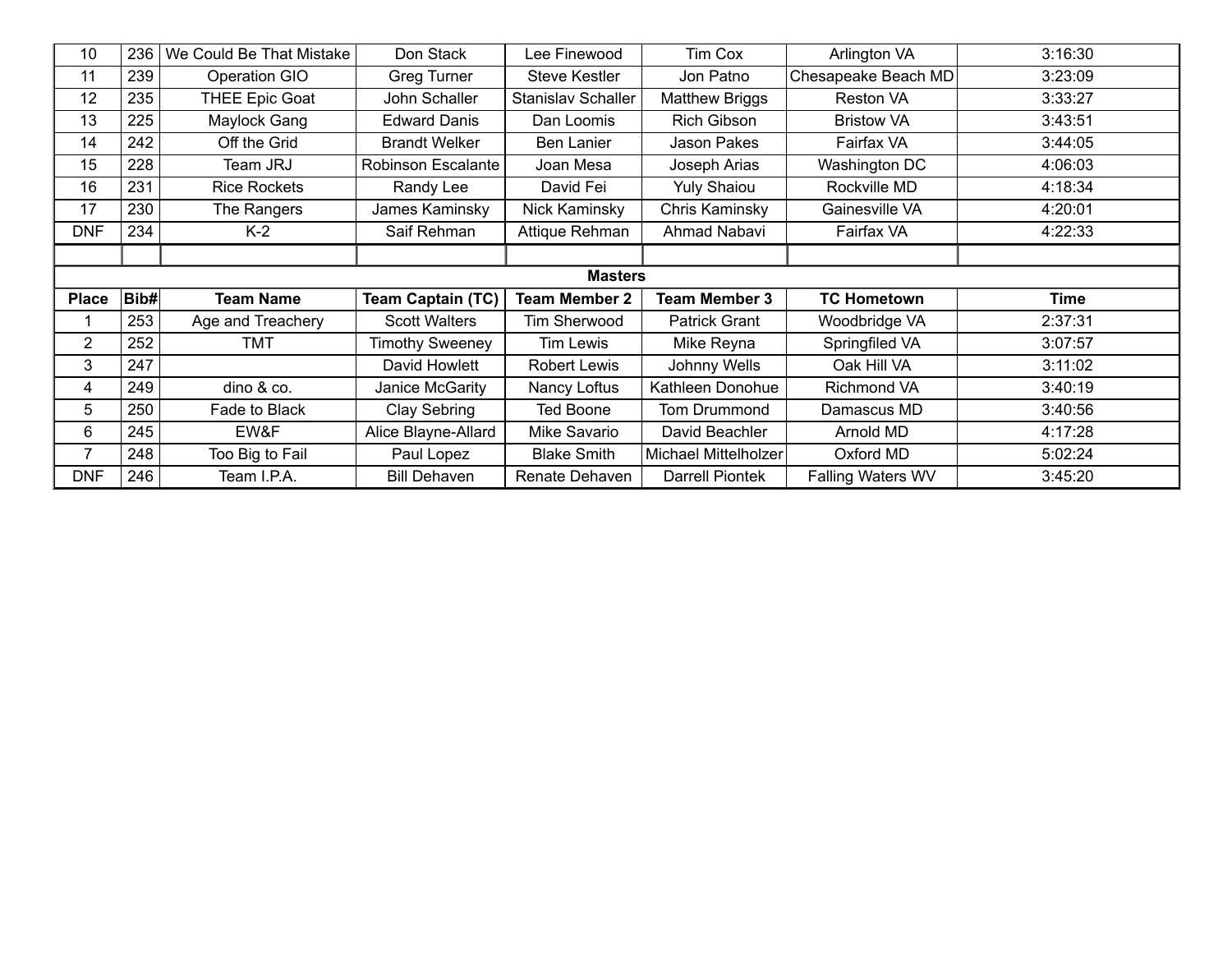| | | | | | | | |
|---|---|---|---|---|---|---|---|
| 10 | 236 | We Could Be That Mistake | Don Stack | Lee Finewood | Tim Cox | Arlington VA | 3:16:30 |
| 11 | 239 | Operation GIO | Greg Turner | Steve Kestler | Jon Patno | Chesapeake Beach MD | 3:23:09 |
| 12 | 235 | THEE Epic Goat | John Schaller | Stanislav Schaller | Matthew Briggs | Reston VA | 3:33:27 |
| 13 | 225 | Maylock Gang | Edward Danis | Dan Loomis | Rich Gibson | Bristow VA | 3:43:51 |
| 14 | 242 | Off the Grid | Brandt Welker | Ben Lanier | Jason Pakes | Fairfax VA | 3:44:05 |
| 15 | 228 | Team JRJ | Robinson Escalante | Joan Mesa | Joseph Arias | Washington DC | 4:06:03 |
| 16 | 231 | Rice Rockets | Randy Lee | David Fei | Yuly Shaiou | Rockville MD | 4:18:34 |
| 17 | 230 | The Rangers | James Kaminsky | Nick Kaminsky | Chris Kaminsky | Gainesville VA | 4:20:01 |
| DNF | 234 | K-2 | Saif Rehman | Attique Rehman | Ahmad Nabavi | Fairfax VA | 4:22:33 |

## Masters

| Place | Bib# | Team Name | Team Captain (TC) | Team Member 2 | Team Member 3 | TC Hometown | Time |
|---|---|---|---|---|---|---|---|
| 1 | 253 | Age and Treachery | Scott Walters | Tim Sherwood | Patrick Grant | Woodbridge VA | 2:37:31 |
| 2 | 252 | TMT | Timothy Sweeney | Tim Lewis | Mike Reyna | Springfiled VA | 3:07:57 |
| 3 | 247 | | David Howlett | Robert Lewis | Johnny Wells | Oak Hill VA | 3:11:02 |
| 4 | 249 | dino & co. | Janice McGarity | Nancy Loftus | Kathleen Donohue | Richmond VA | 3:40:19 |
| 5 | 250 | Fade to Black | Clay Sebring | Ted Boone | Tom Drummond | Damascus MD | 3:40:56 |
| 6 | 245 | EW&F | Alice Blayne-Allard | Mike Savario | David Beachler | Arnold MD | 4:17:28 |
| 7 | 248 | Too Big to Fail | Paul Lopez | Blake Smith | Michael Mittelholzer | Oxford MD | 5:02:24 |
| DNF | 246 | Team I.P.A. | Bill Dehaven | Renate Dehaven | Darrell Piontek | Falling Waters WV | 3:45:20 |